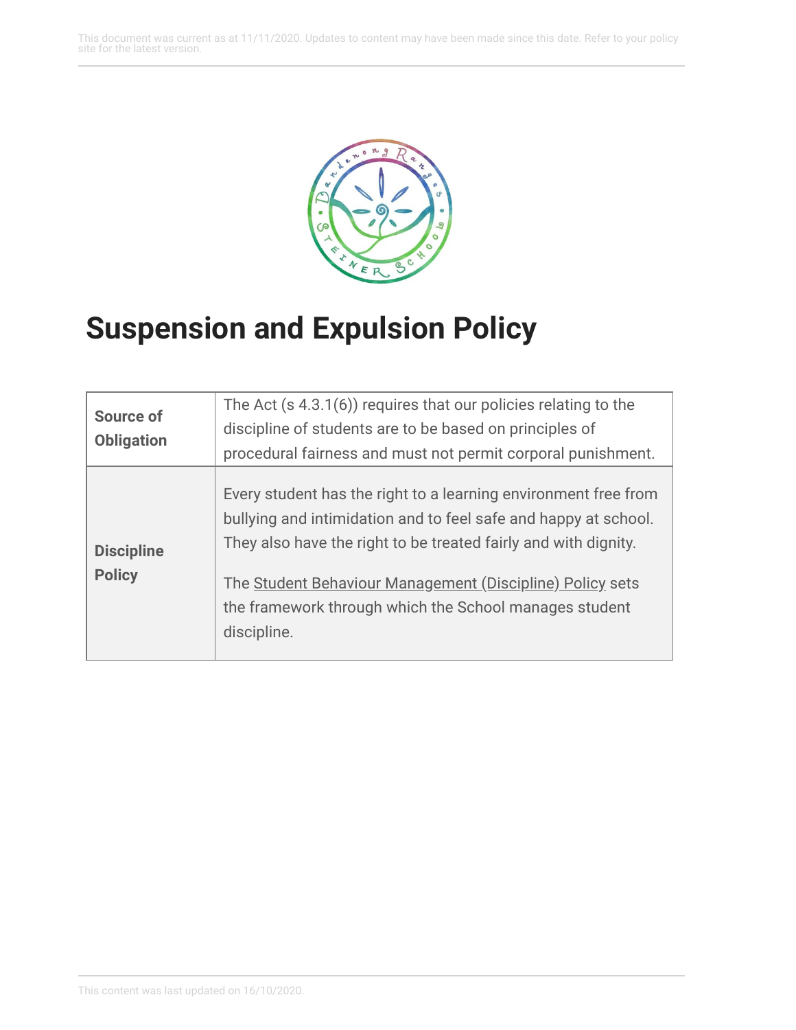# Suspension and Expulsion Policy

| | |
|---|---|
| **Source of Obligation** | The Act (s 4.3.1(6)) requires that our policies relating to the discipline of students are to be based on principles of procedural fairness and must not permit corporal punishment. |
| **Discipline Policy** | Every student has the right to a learning environment free from bullying and intimidation and to feel safe and happy at school. They also have the right to be treated fairly and with dignity.<br><br>The Student Behaviour Management (Discipline) Policy sets the framework through which the School manages student discipline. |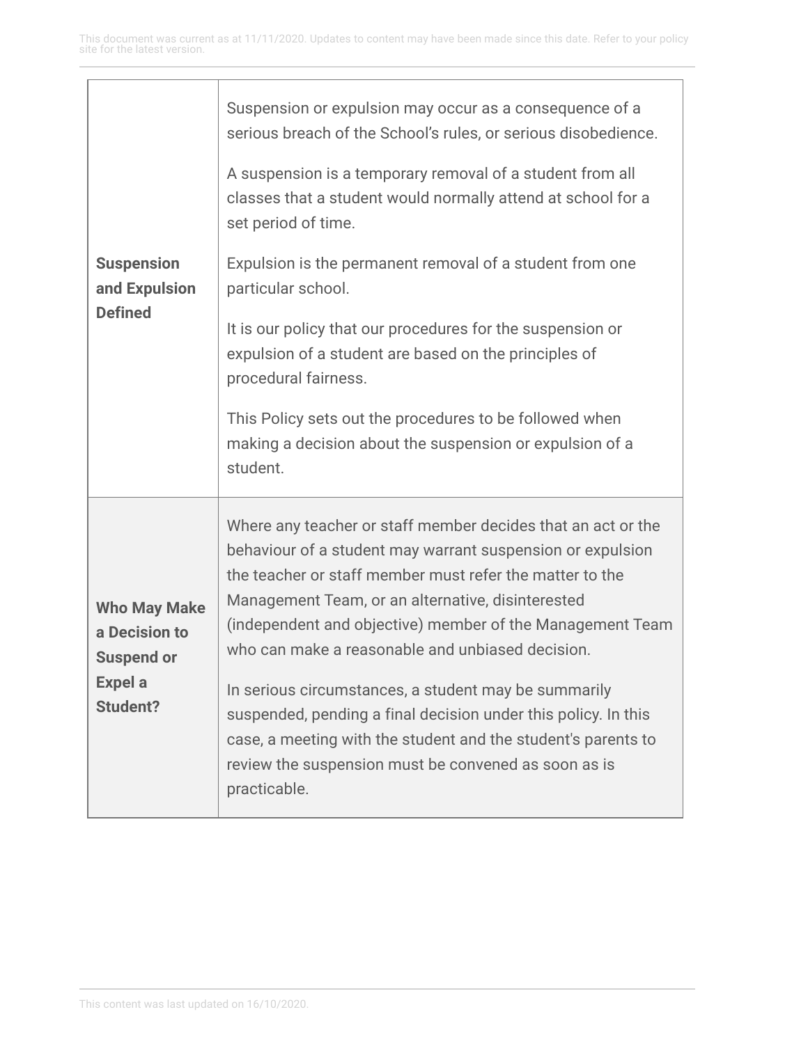| | |
|---|---|
| **Suspension and Expulsion Defined** | Suspension or expulsion may occur as a consequence of a serious breach of the School's rules, or serious disobedience.<br><br>A suspension is a temporary removal of a student from all classes that a student would normally attend at school for a set period of time.<br><br>Expulsion is the permanent removal of a student from one particular school.<br><br>It is our policy that our procedures for the suspension or expulsion of a student are based on the principles of procedural fairness.<br><br>This Policy sets out the procedures to be followed when making a decision about the suspension or expulsion of a student. |
| **Who May Make a Decision to Suspend or Expel a Student?** | Where any teacher or staff member decides that an act or the behaviour of a student may warrant suspension or expulsion the teacher or staff member must refer the matter to the Management Team, or an alternative, disinterested (independent and objective) member of the Management Team who can make a reasonable and unbiased decision.<br><br>In serious circumstances, a student may be summarily suspended, pending a final decision under this policy. In this case, a meeting with the student and the student's parents to review the suspension must be convened as soon as is practicable. |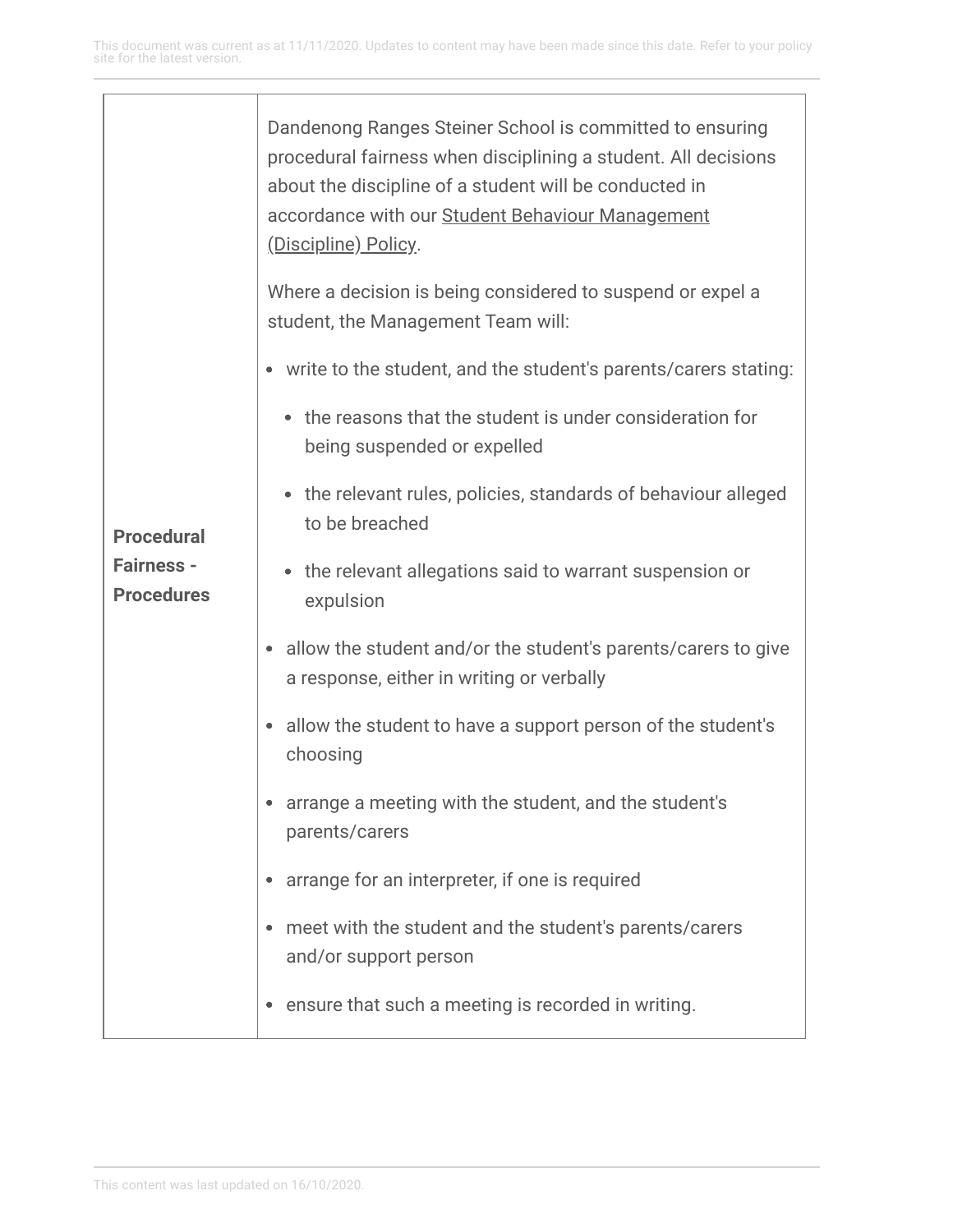| | |
|---|---|
| **Procedural Fairness - Procedures** | Dandenong Ranges Steiner School is committed to ensuring procedural fairness when disciplining a student. All decisions about the discipline of a student will be conducted in accordance with our Student Behaviour Management (Discipline) Policy.<br><br>Where a decision is being considered to suspend or expel a student, the Management Team will:<br><br>• write to the student, and the student's parents/carers stating:<br>&nbsp;&nbsp;&nbsp;&nbsp;◦ the reasons that the student is under consideration for being suspended or expelled<br>&nbsp;&nbsp;&nbsp;&nbsp;◦ the relevant rules, policies, standards of behaviour alleged to be breached<br>&nbsp;&nbsp;&nbsp;&nbsp;◦ the relevant allegations said to warrant suspension or expulsion<br>• allow the student and/or the student's parents/carers to give a response, either in writing or verbally<br>• allow the student to have a support person of the student's choosing<br>• arrange a meeting with the student, and the student's parents/carers<br>• arrange for an interpreter, if one is required<br>• meet with the student and the student's parents/carers and/or support person<br>• ensure that such a meeting is recorded in writing. |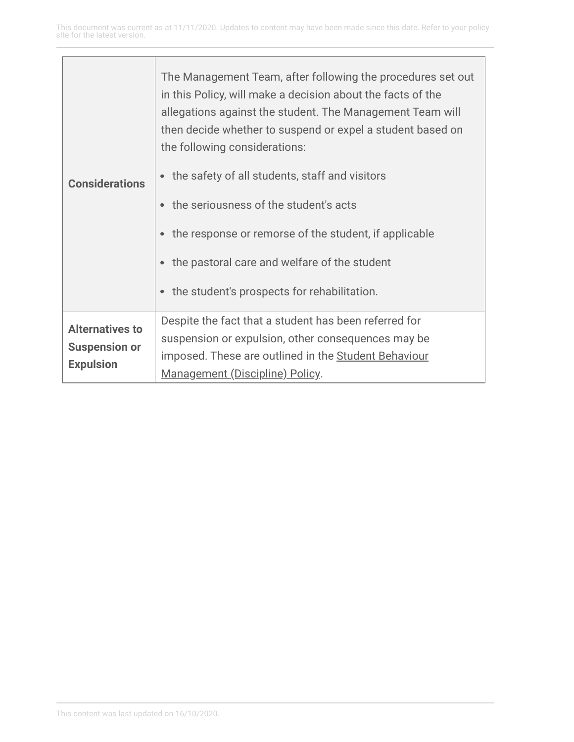| | |
|---|---|
| **Considerations** | The Management Team, after following the procedures set out in this Policy, will make a decision about the facts of the allegations against the student. The Management Team will then decide whether to suspend or expel a student based on the following considerations:<br>• the safety of all students, staff and visitors<br>• the seriousness of the student's acts<br>• the response or remorse of the student, if applicable<br>• the pastoral care and welfare of the student<br>• the student's prospects for rehabilitation. |
| **Alternatives to Suspension or Expulsion** | Despite the fact that a student has been referred for suspension or expulsion, other consequences may be imposed. These are outlined in the Student Behaviour Management (Discipline) Policy. |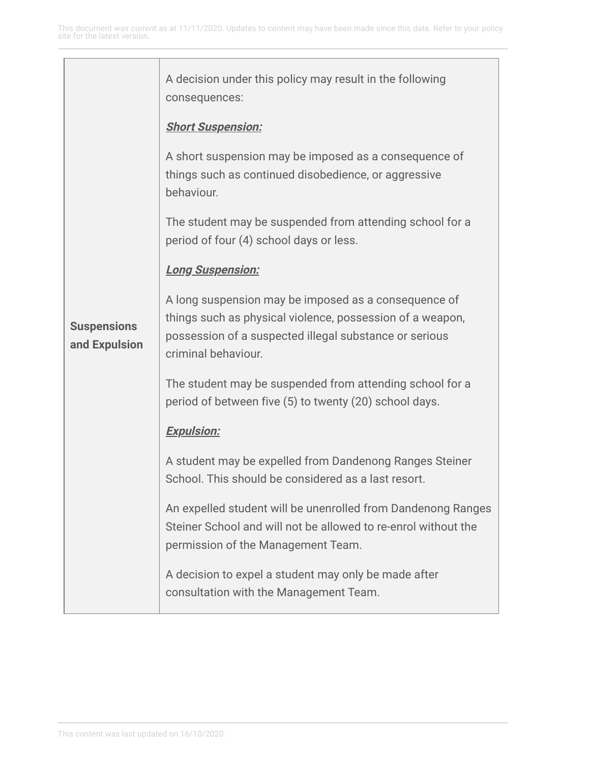| | |
|---|---|
| **Suspensions and Expulsion** | A decision under this policy may result in the following consequences:<br><br>***Short Suspension:***<br><br>A short suspension may be imposed as a consequence of things such as continued disobedience, or aggressive behaviour.<br><br>The student may be suspended from attending school for a period of four (4) school days or less.<br><br>***Long Suspension:***<br><br>A long suspension may be imposed as a consequence of things such as physical violence, possession of a weapon, possession of a suspected illegal substance or serious criminal behaviour.<br><br>The student may be suspended from attending school for a period of between five (5) to twenty (20) school days.<br><br>***Expulsion:***<br><br>A student may be expelled from Dandenong Ranges Steiner School. This should be considered as a last resort.<br><br>An expelled student will be unenrolled from Dandenong Ranges Steiner School and will not be allowed to re-enrol without the permission of the Management Team.<br><br>A decision to expel a student may only be made after consultation with the Management Team. |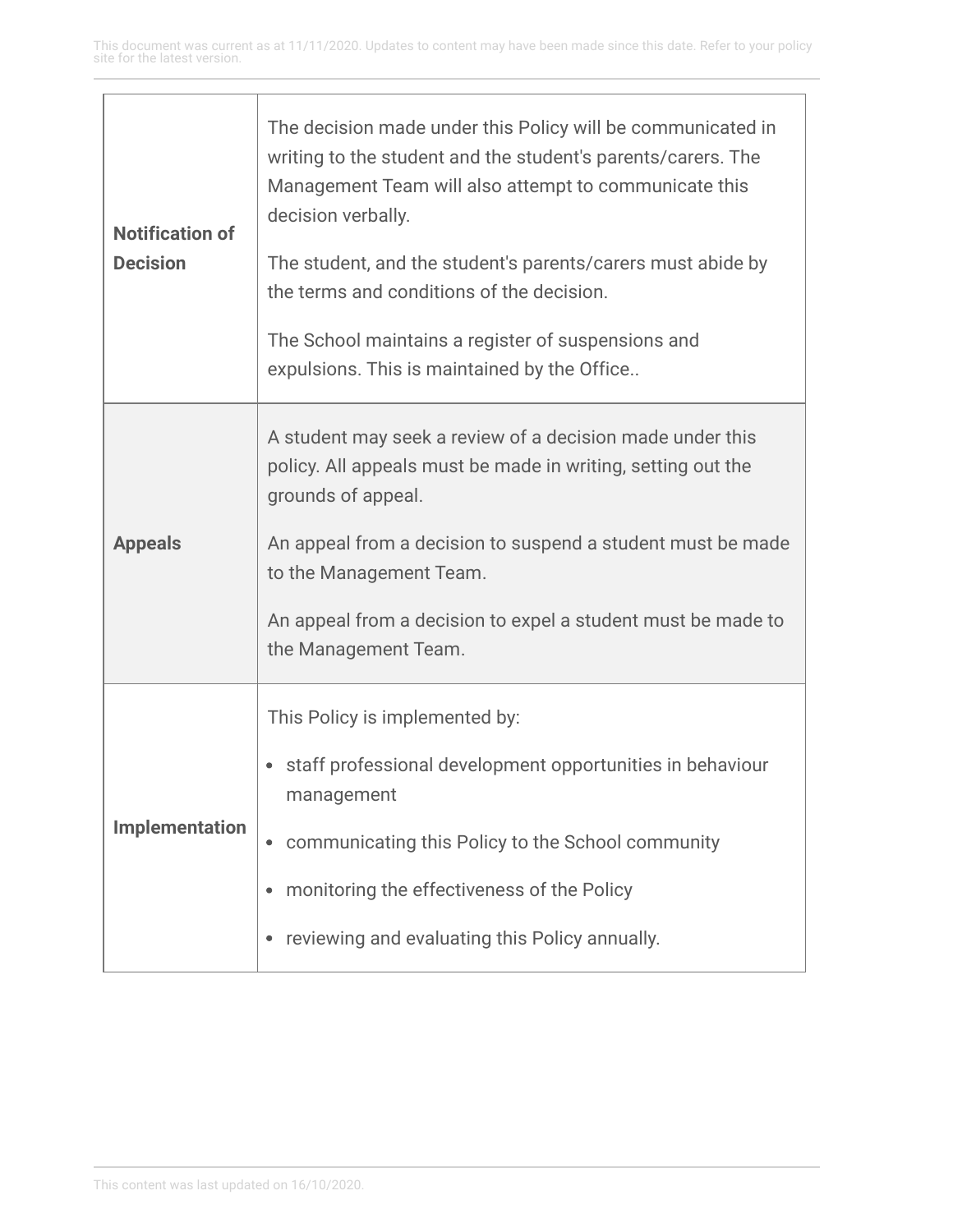| | |
|---|---|
| **Notification of Decision** | The decision made under this Policy will be communicated in writing to the student and the student's parents/carers. The Management Team will also attempt to communicate this decision verbally.<br><br>The student, and the student's parents/carers must abide by the terms and conditions of the decision.<br><br>The School maintains a register of suspensions and expulsions. This is maintained by the Office.. |
| **Appeals** | A student may seek a review of a decision made under this policy. All appeals must be made in writing, setting out the grounds of appeal.<br><br>An appeal from a decision to suspend a student must be made to the Management Team.<br><br>An appeal from a decision to expel a student must be made to the Management Team. |
| **Implementation** | This Policy is implemented by:<br><br>• staff professional development opportunities in behaviour management<br>• communicating this Policy to the School community<br>• monitoring the effectiveness of the Policy<br>• reviewing and evaluating this Policy annually. |